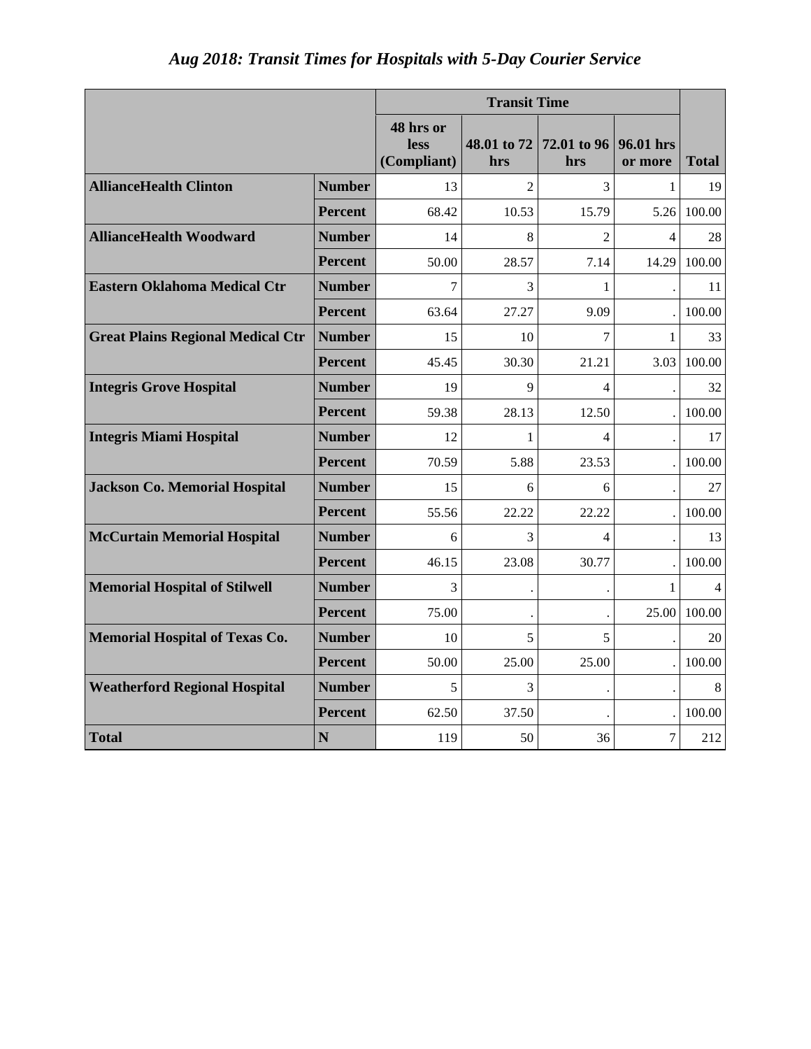# *Aug 2018: Transit Times for Hospitals with 5-Day Courier Service*

| | | Transit Time | | | | |
|---|---|---|---|---|---|---|
| | | 48 hrs or less (Compliant) | 48.01 to 72 hrs | 72.01 to 96 hrs | 96.01 hrs or more | Total |
| **AllianceHealth Clinton** | **Number** | 13 | 2 | 3 | 1 | 19 |
| | **Percent** | 68.42 | 10.53 | 15.79 | 5.26 | 100.00 |
| **AllianceHealth Woodward** | **Number** | 14 | 8 | 2 | 4 | 28 |
| | **Percent** | 50.00 | 28.57 | 7.14 | 14.29 | 100.00 |
| **Eastern Oklahoma Medical Ctr** | **Number** | 7 | 3 | 1 | . | 11 |
| | **Percent** | 63.64 | 27.27 | 9.09 | . | 100.00 |
| **Great Plains Regional Medical Ctr** | **Number** | 15 | 10 | 7 | 1 | 33 |
| | **Percent** | 45.45 | 30.30 | 21.21 | 3.03 | 100.00 |
| **Integris Grove Hospital** | **Number** | 19 | 9 | 4 | . | 32 |
| | **Percent** | 59.38 | 28.13 | 12.50 | . | 100.00 |
| **Integris Miami Hospital** | **Number** | 12 | 1 | 4 | . | 17 |
| | **Percent** | 70.59 | 5.88 | 23.53 | . | 100.00 |
| **Jackson Co. Memorial Hospital** | **Number** | 15 | 6 | 6 | . | 27 |
| | **Percent** | 55.56 | 22.22 | 22.22 | . | 100.00 |
| **McCurtain Memorial Hospital** | **Number** | 6 | 3 | 4 | . | 13 |
| | **Percent** | 46.15 | 23.08 | 30.77 | . | 100.00 |
| **Memorial Hospital of Stilwell** | **Number** | 3 | . | . | 1 | 4 |
| | **Percent** | 75.00 | . | . | 25.00 | 100.00 |
| **Memorial Hospital of Texas Co.** | **Number** | 10 | 5 | 5 | . | 20 |
| | **Percent** | 50.00 | 25.00 | 25.00 | . | 100.00 |
| **Weatherford Regional Hospital** | **Number** | 5 | 3 | . | . | 8 |
| | **Percent** | 62.50 | 37.50 | . | . | 100.00 |
| **Total** | **N** | 119 | 50 | 36 | 7 | 212 |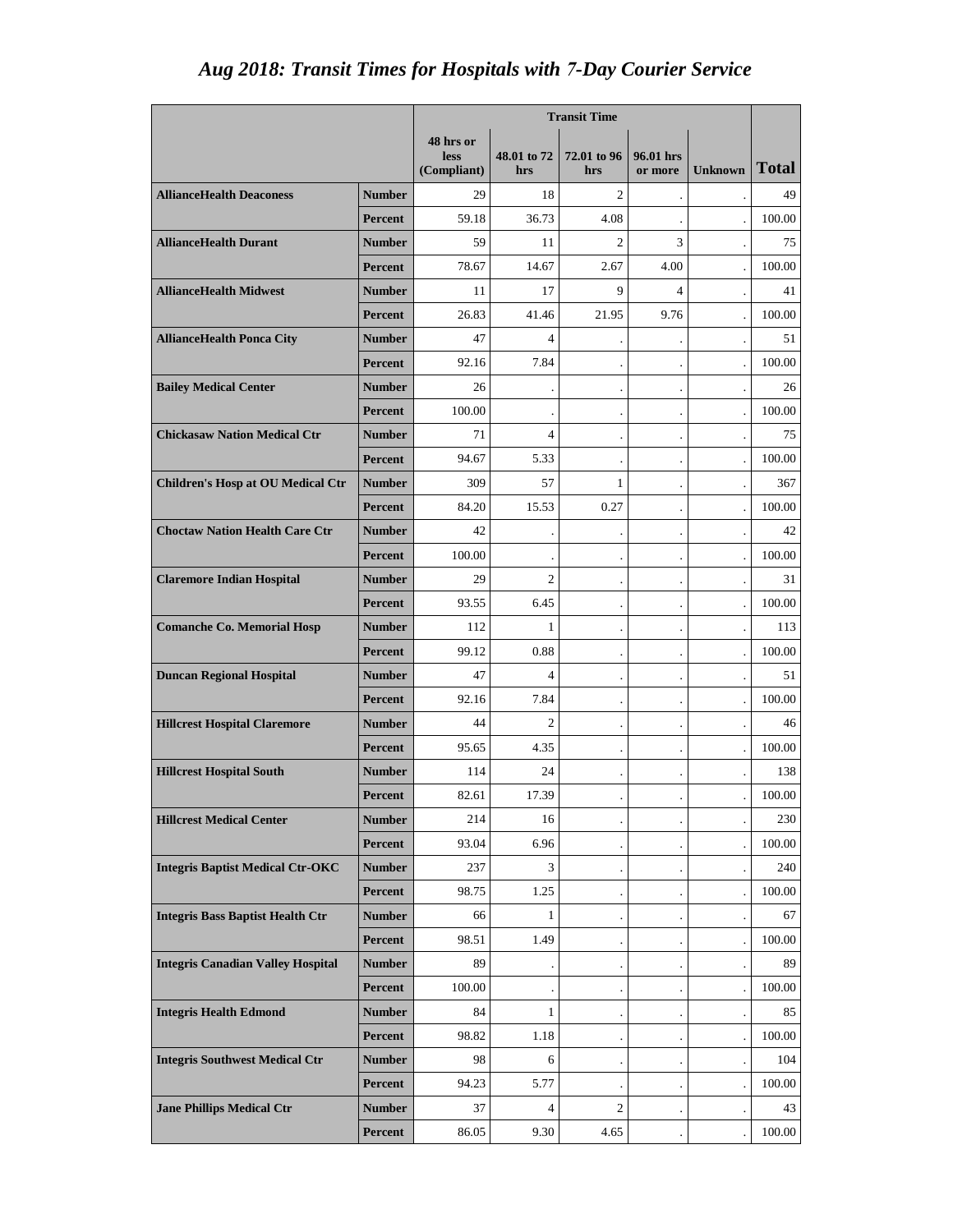# *Aug 2018: Transit Times for Hospitals with 7-Day Courier Service*

| | | Transit Time | | | | | |
|---|---|---|---|---|---|---|---|
| | | 48 hrs or less (Compliant) | 48.01 to 72 hrs | 72.01 to 96 hrs | 96.01 hrs or more | Unknown | Total |
| **AllianceHealth Deaconess** | **Number** | 29 | 18 | 2 | . | . | 49 |
| | **Percent** | 59.18 | 36.73 | 4.08 | . | . | 100.00 |
| **AllianceHealth Durant** | **Number** | 59 | 11 | 2 | 3 | . | 75 |
| | **Percent** | 78.67 | 14.67 | 2.67 | 4.00 | . | 100.00 |
| **AllianceHealth Midwest** | **Number** | 11 | 17 | 9 | 4 | . | 41 |
| | **Percent** | 26.83 | 41.46 | 21.95 | 9.76 | . | 100.00 |
| **AllianceHealth Ponca City** | **Number** | 47 | 4 | . | . | . | 51 |
| | **Percent** | 92.16 | 7.84 | . | . | . | 100.00 |
| **Bailey Medical Center** | **Number** | 26 | . | . | . | . | 26 |
| | **Percent** | 100.00 | . | . | . | . | 100.00 |
| **Chickasaw Nation Medical Ctr** | **Number** | 71 | 4 | . | . | . | 75 |
| | **Percent** | 94.67 | 5.33 | . | . | . | 100.00 |
| **Children's Hosp at OU Medical Ctr** | **Number** | 309 | 57 | 1 | . | . | 367 |
| | **Percent** | 84.20 | 15.53 | 0.27 | . | . | 100.00 |
| **Choctaw Nation Health Care Ctr** | **Number** | 42 | . | . | . | . | 42 |
| | **Percent** | 100.00 | . | . | . | . | 100.00 |
| **Claremore Indian Hospital** | **Number** | 29 | 2 | . | . | . | 31 |
| | **Percent** | 93.55 | 6.45 | . | . | . | 100.00 |
| **Comanche Co. Memorial Hosp** | **Number** | 112 | 1 | . | . | . | 113 |
| | **Percent** | 99.12 | 0.88 | . | . | . | 100.00 |
| **Duncan Regional Hospital** | **Number** | 47 | 4 | . | . | . | 51 |
| | **Percent** | 92.16 | 7.84 | . | . | . | 100.00 |
| **Hillcrest Hospital Claremore** | **Number** | 44 | 2 | . | . | . | 46 |
| | **Percent** | 95.65 | 4.35 | . | . | . | 100.00 |
| **Hillcrest Hospital South** | **Number** | 114 | 24 | . | . | . | 138 |
| | **Percent** | 82.61 | 17.39 | . | . | . | 100.00 |
| **Hillcrest Medical Center** | **Number** | 214 | 16 | . | . | . | 230 |
| | **Percent** | 93.04 | 6.96 | . | . | . | 100.00 |
| **Integris Baptist Medical Ctr-OKC** | **Number** | 237 | 3 | . | . | . | 240 |
| | **Percent** | 98.75 | 1.25 | . | . | . | 100.00 |
| **Integris Bass Baptist Health Ctr** | **Number** | 66 | 1 | . | . | . | 67 |
| | **Percent** | 98.51 | 1.49 | . | . | . | 100.00 |
| **Integris Canadian Valley Hospital** | **Number** | 89 | . | . | . | . | 89 |
| | **Percent** | 100.00 | . | . | . | . | 100.00 |
| **Integris Health Edmond** | **Number** | 84 | 1 | . | . | . | 85 |
| | **Percent** | 98.82 | 1.18 | . | . | . | 100.00 |
| **Integris Southwest Medical Ctr** | **Number** | 98 | 6 | . | . | . | 104 |
| | **Percent** | 94.23 | 5.77 | . | . | . | 100.00 |
| **Jane Phillips Medical Ctr** | **Number** | 37 | 4 | 2 | . | . | 43 |
| | **Percent** | 86.05 | 9.30 | 4.65 | . | . | 100.00 |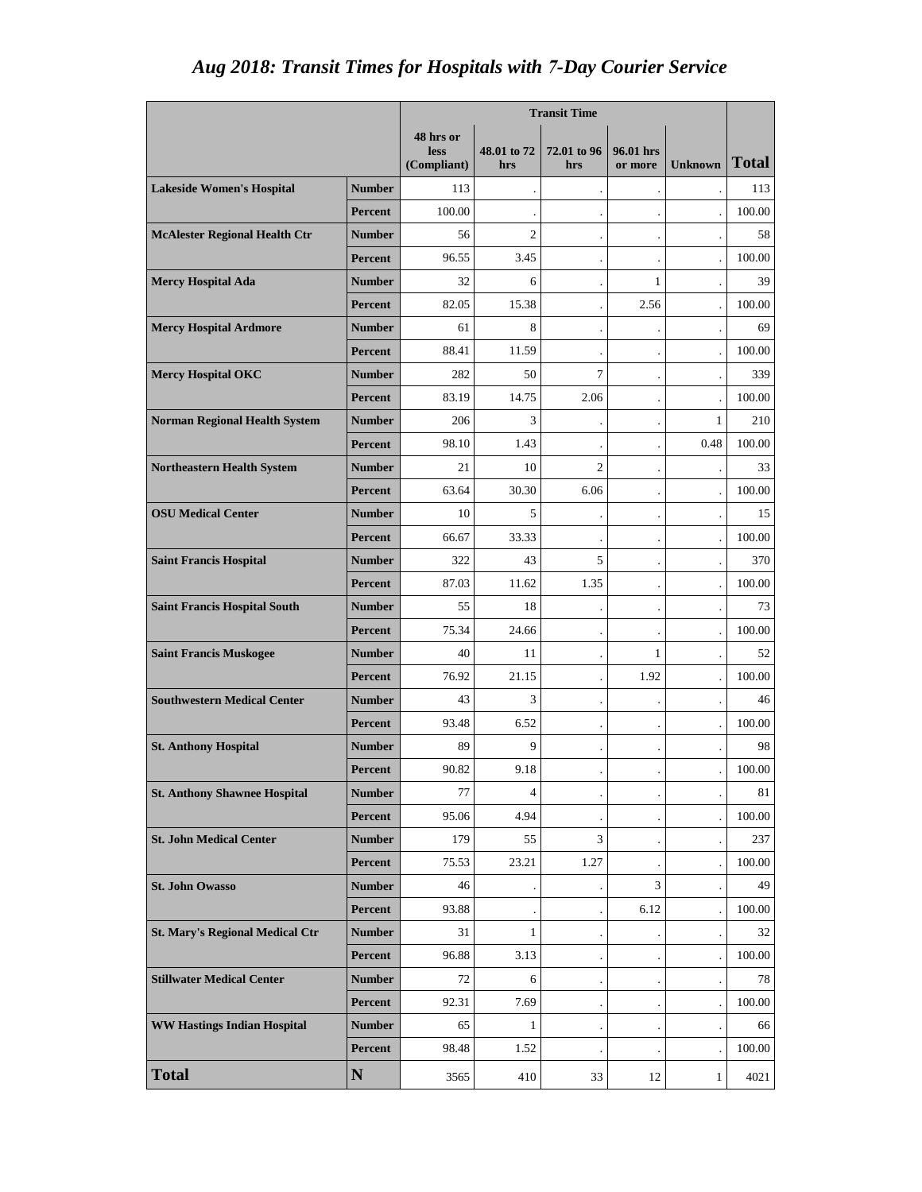# *Aug 2018: Transit Times for Hospitals with 7-Day Courier Service*

| | | Transit Time | | | | | |
|---|---|---|---|---|---|---|---|
| | | 48 hrs or less (Compliant) | 48.01 to 72 hrs | 72.01 to 96 hrs | 96.01 hrs or more | Unknown | Total |
| **Lakeside Women's Hospital** | **Number** | 113 | . | . | . | . | 113 |
| | **Percent** | 100.00 | . | . | . | . | 100.00 |
| **McAlester Regional Health Ctr** | **Number** | 56 | 2 | . | . | . | 58 |
| | **Percent** | 96.55 | 3.45 | . | . | . | 100.00 |
| **Mercy Hospital Ada** | **Number** | 32 | 6 | . | 1 | . | 39 |
| | **Percent** | 82.05 | 15.38 | . | 2.56 | . | 100.00 |
| **Mercy Hospital Ardmore** | **Number** | 61 | 8 | . | . | . | 69 |
| | **Percent** | 88.41 | 11.59 | . | . | . | 100.00 |
| **Mercy Hospital OKC** | **Number** | 282 | 50 | 7 | . | . | 339 |
| | **Percent** | 83.19 | 14.75 | 2.06 | . | . | 100.00 |
| **Norman Regional Health System** | **Number** | 206 | 3 | . | . | 1 | 210 |
| | **Percent** | 98.10 | 1.43 | . | . | 0.48 | 100.00 |
| **Northeastern Health System** | **Number** | 21 | 10 | 2 | . | . | 33 |
| | **Percent** | 63.64 | 30.30 | 6.06 | . | . | 100.00 |
| **OSU Medical Center** | **Number** | 10 | 5 | . | . | . | 15 |
| | **Percent** | 66.67 | 33.33 | . | . | . | 100.00 |
| **Saint Francis Hospital** | **Number** | 322 | 43 | 5 | . | . | 370 |
| | **Percent** | 87.03 | 11.62 | 1.35 | . | . | 100.00 |
| **Saint Francis Hospital South** | **Number** | 55 | 18 | . | . | . | 73 |
| | **Percent** | 75.34 | 24.66 | . | . | . | 100.00 |
| **Saint Francis Muskogee** | **Number** | 40 | 11 | . | 1 | . | 52 |
| | **Percent** | 76.92 | 21.15 | . | 1.92 | . | 100.00 |
| **Southwestern Medical Center** | **Number** | 43 | 3 | . | . | . | 46 |
| | **Percent** | 93.48 | 6.52 | . | . | . | 100.00 |
| **St. Anthony Hospital** | **Number** | 89 | 9 | . | . | . | 98 |
| | **Percent** | 90.82 | 9.18 | . | . | . | 100.00 |
| **St. Anthony Shawnee Hospital** | **Number** | 77 | 4 | . | . | . | 81 |
| | **Percent** | 95.06 | 4.94 | . | . | . | 100.00 |
| **St. John Medical Center** | **Number** | 179 | 55 | 3 | . | . | 237 |
| | **Percent** | 75.53 | 23.21 | 1.27 | . | . | 100.00 |
| **St. John Owasso** | **Number** | 46 | . | . | 3 | . | 49 |
| | **Percent** | 93.88 | . | . | 6.12 | . | 100.00 |
| **St. Mary's Regional Medical Ctr** | **Number** | 31 | 1 | . | . | . | 32 |
| | **Percent** | 96.88 | 3.13 | . | . | . | 100.00 |
| **Stillwater Medical Center** | **Number** | 72 | 6 | . | . | . | 78 |
| | **Percent** | 92.31 | 7.69 | . | . | . | 100.00 |
| **WW Hastings Indian Hospital** | **Number** | 65 | 1 | . | . | . | 66 |
| | **Percent** | 98.48 | 1.52 | . | . | . | 100.00 |
| **Total** | **N** | 3565 | 410 | 33 | 12 | 1 | 4021 |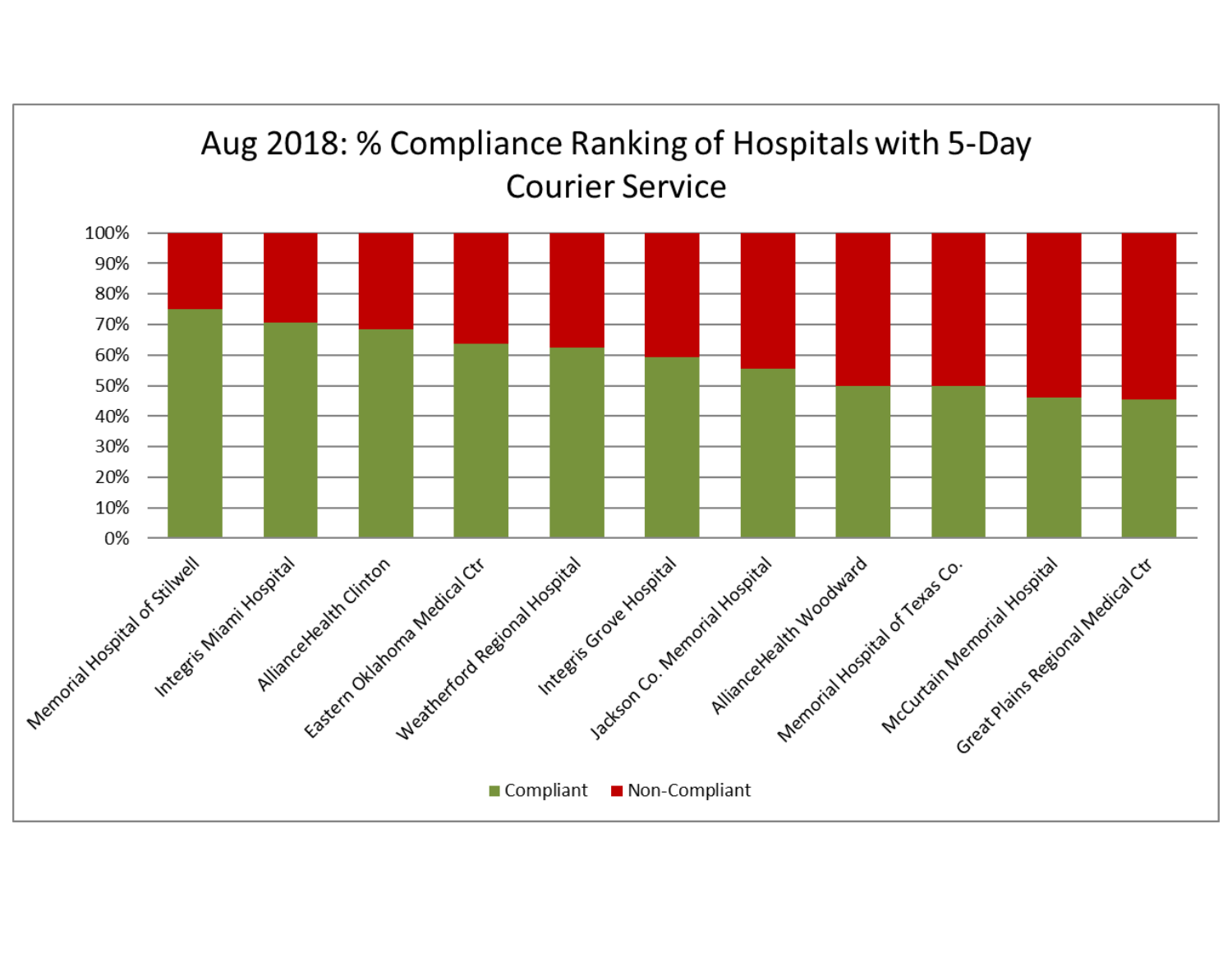# Aug 2018: % Compliance Ranking of Hospitals with 5-Day Courier Service

| Hospital | Compliant | Non-Compliant |
| --- | --- | --- |
| Memorial Hospital of Stilwell | ~75% | ~25% |
| Integris Miami Hospital | ~71% | ~29% |
| AllianceHealth Clinton | ~68% | ~32% |
| Eastern Oklahoma Medical Ctr | ~64% | ~36% |
| Weatherford Regional Hospital | ~62% | ~38% |
| Integris Grove Hospital | ~59% | ~41% |
| Jackson Co. Memorial Hospital | ~55% | ~45% |
| AllianceHealth Woodward | ~50% | ~50% |
| Memorial Hospital of Texas Co. | ~50% | ~50% |
| McCurtain Memorial Hospital | ~46% | ~54% |
| Great Plains Regional Medical Ctr | ~45% | ~55% |

■ Compliant ■ Non-Compliant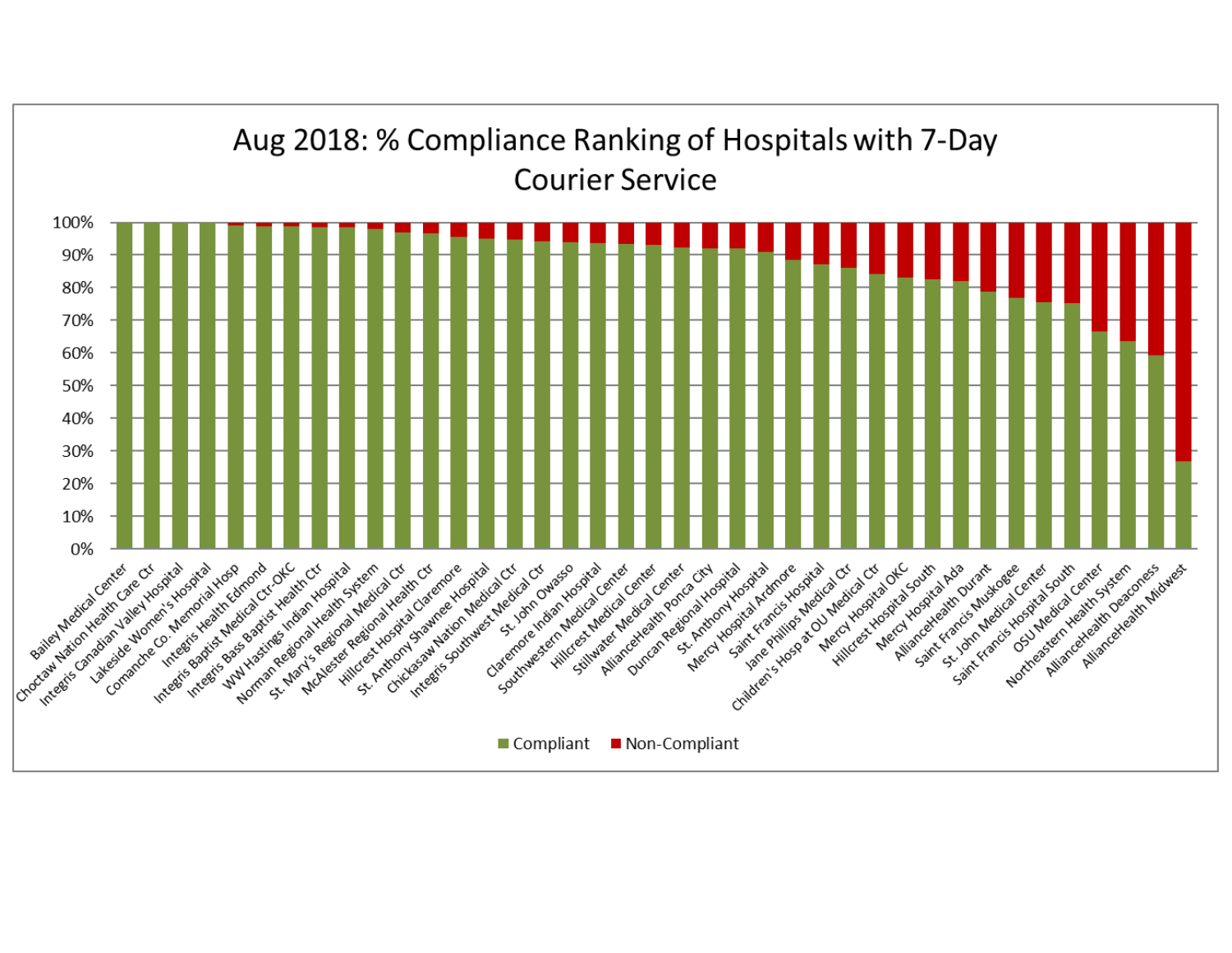Aug 2018: % Compliance Ranking of Hospitals with 7-Day Courier Service

100%
90%
80%
70%
60%
50%
40%
30%
20%
10%
0%

Bailey Medical Center
Choctaw Nation Health Care Ctr
Integris Canadian Valley Hospital
Lakeside Women's Hospital
Comanche Co. Memorial Hosp
Integris Health Edmond
Integris Baptist Medical Ctr-OKC
Integris Bass Baptist Health Ctr
WW Hastings Indian Hospital
Norman Regional Health System
St. Mary's Regional Medical Ctr
McAlester Regional Health Ctr
Hillcrest Hospital Claremore
St. Anthony Shawnee Hospital
Chickasaw Nation Medical Ctr
Integris Southwest Medical Ctr
St. John Owasso
Claremore Indian Hospital
Southwestern Medical Center
Hillcrest Medical Center
Stillwater Medical Center
AllianceHealth Ponca City
Duncan Regional Hospital
St. Anthony Hospital
Mercy Hospital Ardmore
Saint Francis Hospital
Jane Phillips Medical Ctr
Children's Hosp at OU Medical Ctr
Mercy Hospital OKC
Hillcrest Hospital South
Mercy Hospital Ada
AllianceHealth Durant
Saint Francis Muskogee
St. John Medical Center
Saint Francis Hospital South
OSU Medical Center
Northeastern Health System
AllianceHealth Deaconess
AllianceHealth Midwest

Compliant
Non-Compliant